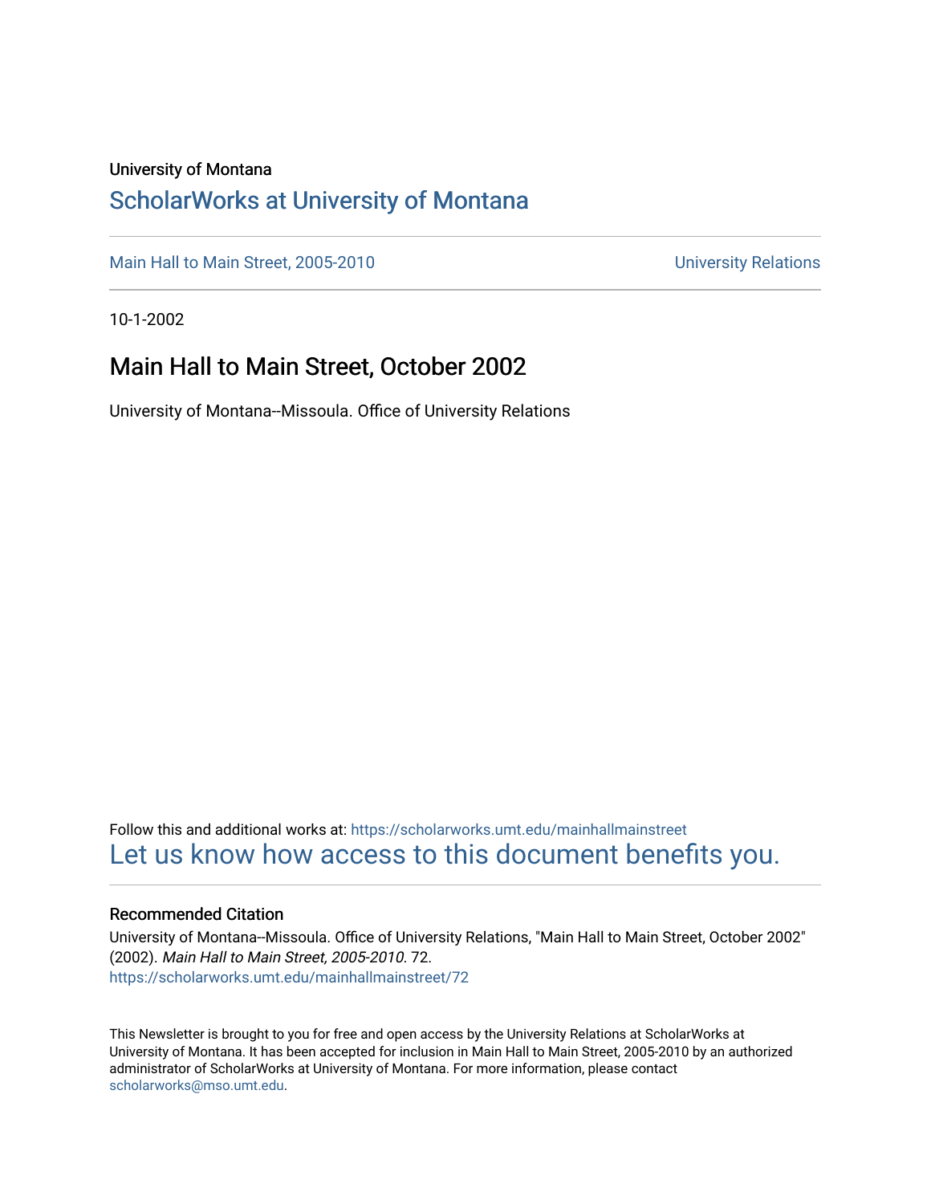University of Montana

# ScholarWorks at University of Montana

Main Hall to Main Street, 2005-2010 | University Relations

10-1-2002

## Main Hall to Main Street, October 2002

University of Montana--Missoula. Office of University Relations

Follow this and additional works at: https://scholarworks.umt.edu/mainhallmainstreet

Let us know how access to this document benefits you.

### Recommended Citation

University of Montana--Missoula. Office of University Relations, "Main Hall to Main Street, October 2002" (2002). *Main Hall to Main Street, 2005-2010*. 72.
https://scholarworks.umt.edu/mainhallmainstreet/72

This Newsletter is brought to you for free and open access by the University Relations at ScholarWorks at University of Montana. It has been accepted for inclusion in Main Hall to Main Street, 2005-2010 by an authorized administrator of ScholarWorks at University of Montana. For more information, please contact scholarworks@mso.umt.edu.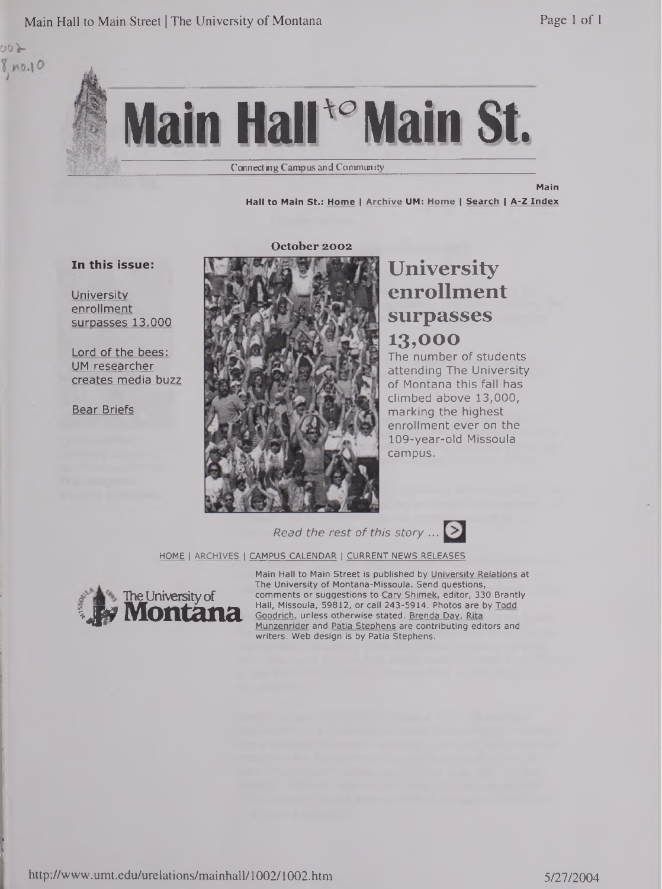# Main Hall to Main St.

Connecting Campus and Community

Main Hall to Main St.: Home | Archive UM: Home | Search | A-Z Index

**October 2002**

**In this issue:**

University enrollment surpasses 13,000

Lord of the bees: UM researcher creates media buzz

Bear Briefs

## University enrollment surpasses 13,000

The number of students attending The University of Montana this fall has climbed above 13,000, marking the highest enrollment ever on the 109-year-old Missoula campus.

*Read the rest of this story ...*

HOME | ARCHIVES | CAMPUS CALENDAR | CURRENT NEWS RELEASES

The University of Montana

Main Hall to Main Street is published by University Relations at The University of Montana-Missoula. Send questions, comments or suggestions to Cary Shimek, editor, 330 Brantly Hall, Missoula, 59812, or call 243-5914. Photos are by Todd Goodrich, unless otherwise stated. Brenda Day, Rita Munzenrider and Patia Stephens are contributing editors and writers. Web design is by Patia Stephens.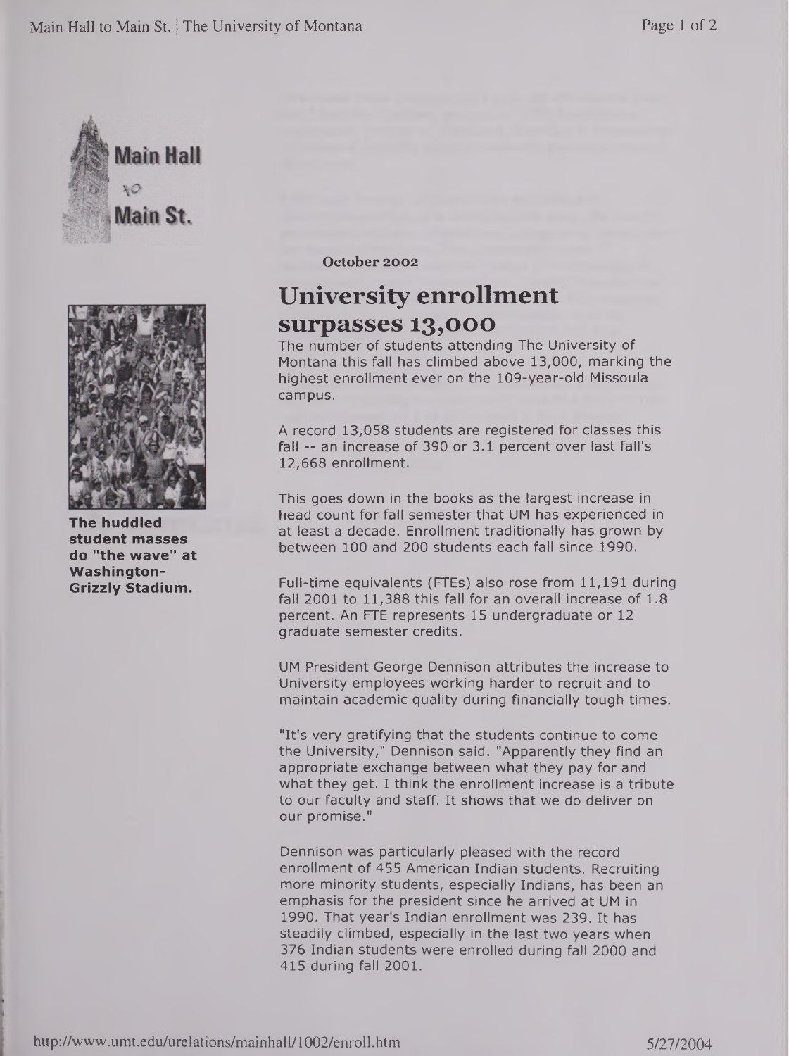Main Hall to Main St.

October 2002

# University enrollment surpasses 13,000

The number of students attending The University of Montana this fall has climbed above 13,000, marking the highest enrollment ever on the 109-year-old Missoula campus.

A record 13,058 students are registered for classes this fall -- an increase of 390 or 3.1 percent over last fall's 12,668 enrollment.

This goes down in the books as the largest increase in head count for fall semester that UM has experienced in at least a decade. Enrollment traditionally has grown by between 100 and 200 students each fall since 1990.

Full-time equivalents (FTEs) also rose from 11,191 during fall 2001 to 11,388 this fall for an overall increase of 1.8 percent. An FTE represents 15 undergraduate or 12 graduate semester credits.

UM President George Dennison attributes the increase to University employees working harder to recruit and to maintain academic quality during financially tough times.

"It's very gratifying that the students continue to come the University," Dennison said. "Apparently they find an appropriate exchange between what they pay for and what they get. I think the enrollment increase is a tribute to our faculty and staff. It shows that we do deliver on our promise."

Dennison was particularly pleased with the record enrollment of 455 American Indian students. Recruiting more minority students, especially Indians, has been an emphasis for the president since he arrived at UM in 1990. That year's Indian enrollment was 239. It has steadily climbed, especially in the last two years when 376 Indian students were enrolled during fall 2000 and 415 during fall 2001.

**The huddled student masses do "the wave" at Washington-Grizzly Stadium.**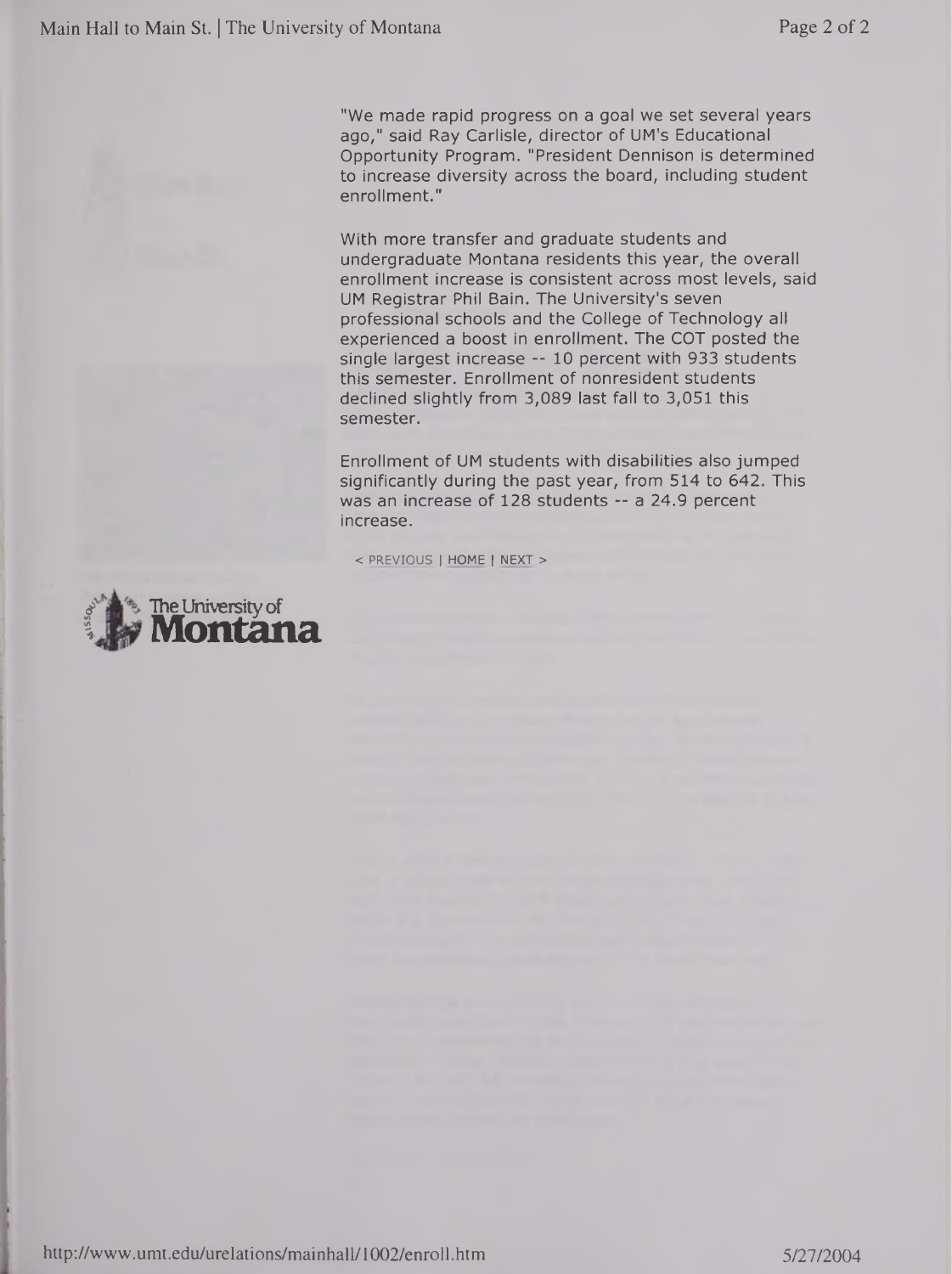"We made rapid progress on a goal we set several years ago," said Ray Carlisle, director of UM's Educational Opportunity Program. "President Dennison is determined to increase diversity across the board, including student enrollment."

With more transfer and graduate students and undergraduate Montana residents this year, the overall enrollment increase is consistent across most levels, said UM Registrar Phil Bain. The University's seven professional schools and the College of Technology all experienced a boost in enrollment. The COT posted the single largest increase -- 10 percent with 933 students this semester. Enrollment of nonresident students declined slightly from 3,089 last fall to 3,051 this semester.

Enrollment of UM students with disabilities also jumped significantly during the past year, from 514 to 642. This was an increase of 128 students -- a 24.9 percent increase.

< PREVIOUS | HOME | NEXT >

The University of Montana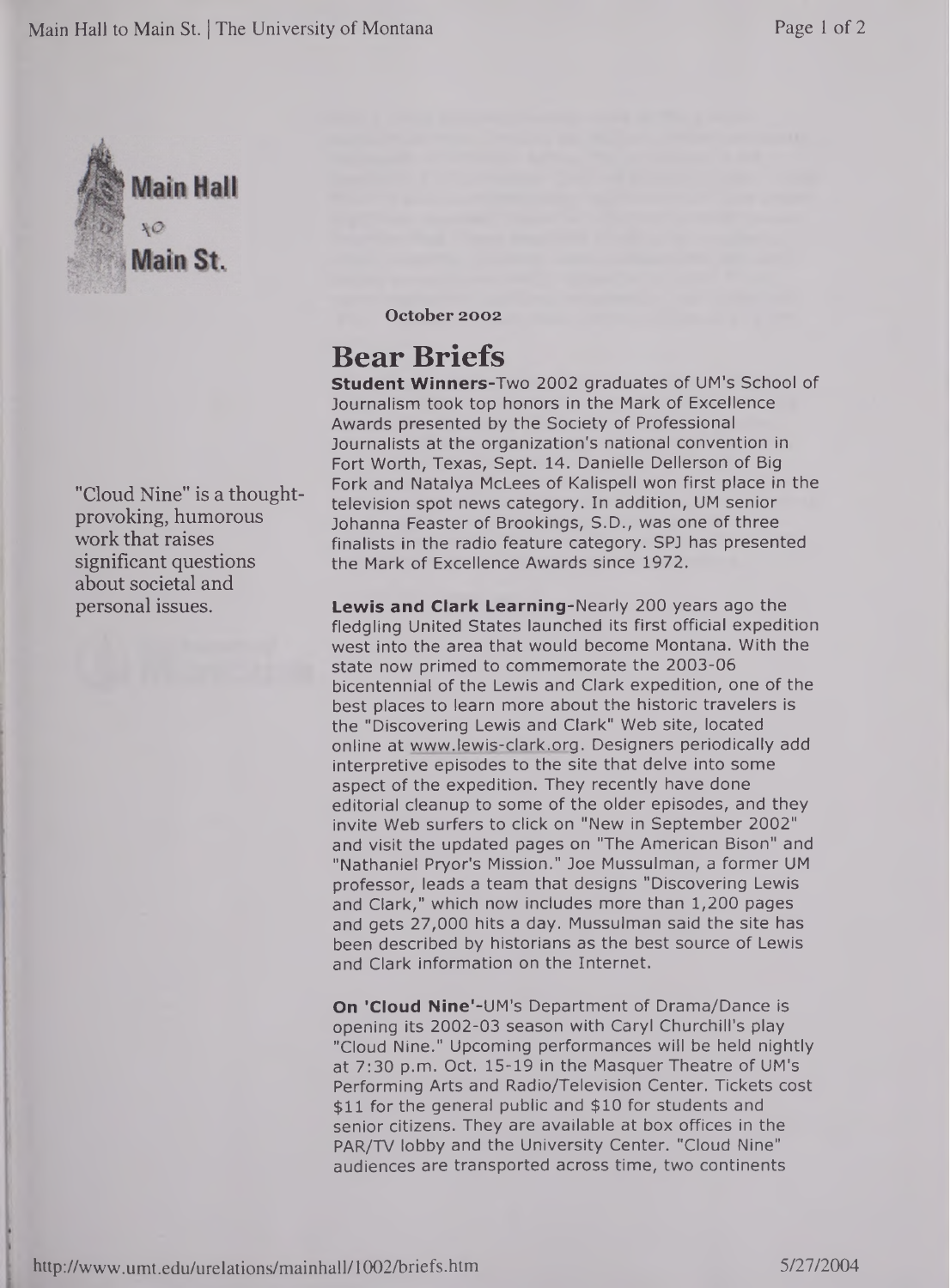October 2002

# Bear Briefs

"Cloud Nine" is a thought-provoking, humorous work that raises significant questions about societal and personal issues.

**Student Winners**-Two 2002 graduates of UM's School of Journalism took top honors in the Mark of Excellence Awards presented by the Society of Professional Journalists at the organization's national convention in Fort Worth, Texas, Sept. 14. Danielle Dellerson of Big Fork and Natalya McLees of Kalispell won first place in the television spot news category. In addition, UM senior Johanna Feaster of Brookings, S.D., was one of three finalists in the radio feature category. SPJ has presented the Mark of Excellence Awards since 1972.

**Lewis and Clark Learning**-Nearly 200 years ago the fledgling United States launched its first official expedition west into the area that would become Montana. With the state now primed to commemorate the 2003-06 bicentennial of the Lewis and Clark expedition, one of the best places to learn more about the historic travelers is the "Discovering Lewis and Clark" Web site, located online at www.lewis-clark.org. Designers periodically add interpretive episodes to the site that delve into some aspect of the expedition. They recently have done editorial cleanup to some of the older episodes, and they invite Web surfers to click on "New in September 2002" and visit the updated pages on "The American Bison" and "Nathaniel Pryor's Mission." Joe Mussulman, a former UM professor, leads a team that designs "Discovering Lewis and Clark," which now includes more than 1,200 pages and gets 27,000 hits a day. Mussulman said the site has been described by historians as the best source of Lewis and Clark information on the Internet.

**On 'Cloud Nine'**-UM's Department of Drama/Dance is opening its 2002-03 season with Caryl Churchill's play "Cloud Nine." Upcoming performances will be held nightly at 7:30 p.m. Oct. 15-19 in the Masquer Theatre of UM's Performing Arts and Radio/Television Center. Tickets cost $11 for the general public and $10 for students and senior citizens. They are available at box offices in the PAR/TV lobby and the University Center. "Cloud Nine" audiences are transported across time, two continents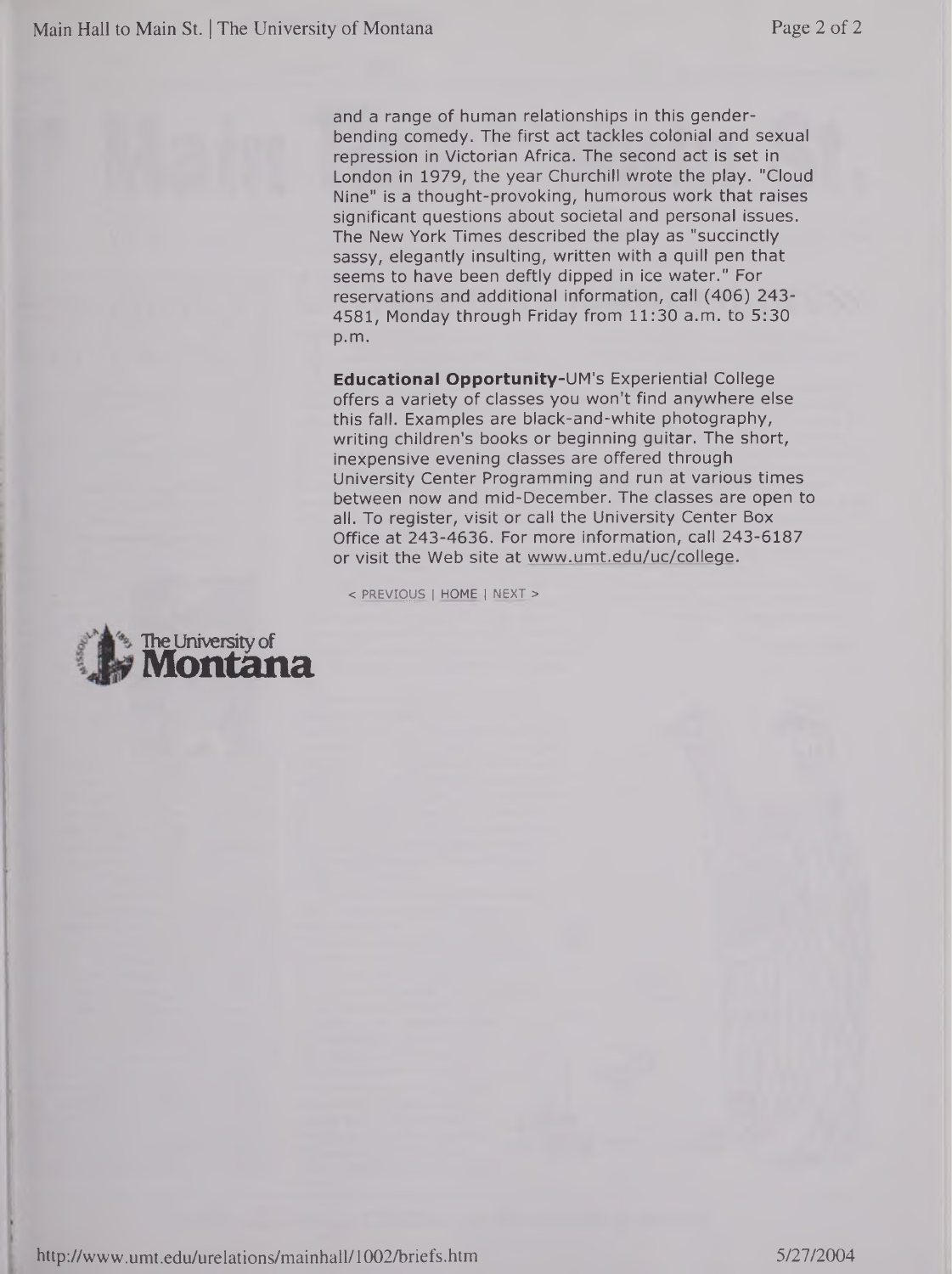and a range of human relationships in this gender-bending comedy. The first act tackles colonial and sexual repression in Victorian Africa. The second act is set in London in 1979, the year Churchill wrote the play. "Cloud Nine" is a thought-provoking, humorous work that raises significant questions about societal and personal issues. The New York Times described the play as "succinctly sassy, elegantly insulting, written with a quill pen that seems to have been deftly dipped in ice water." For reservations and additional information, call (406) 243-4581, Monday through Friday from 11:30 a.m. to 5:30 p.m.

**Educational Opportunity-**UM's Experiential College offers a variety of classes you won't find anywhere else this fall. Examples are black-and-white photography, writing children's books or beginning guitar. The short, inexpensive evening classes are offered through University Center Programming and run at various times between now and mid-December. The classes are open to all. To register, visit or call the University Center Box Office at 243-4636. For more information, call 243-6187 or visit the Web site at www.umt.edu/uc/college.

< PREVIOUS | HOME | NEXT >

The University of Montana